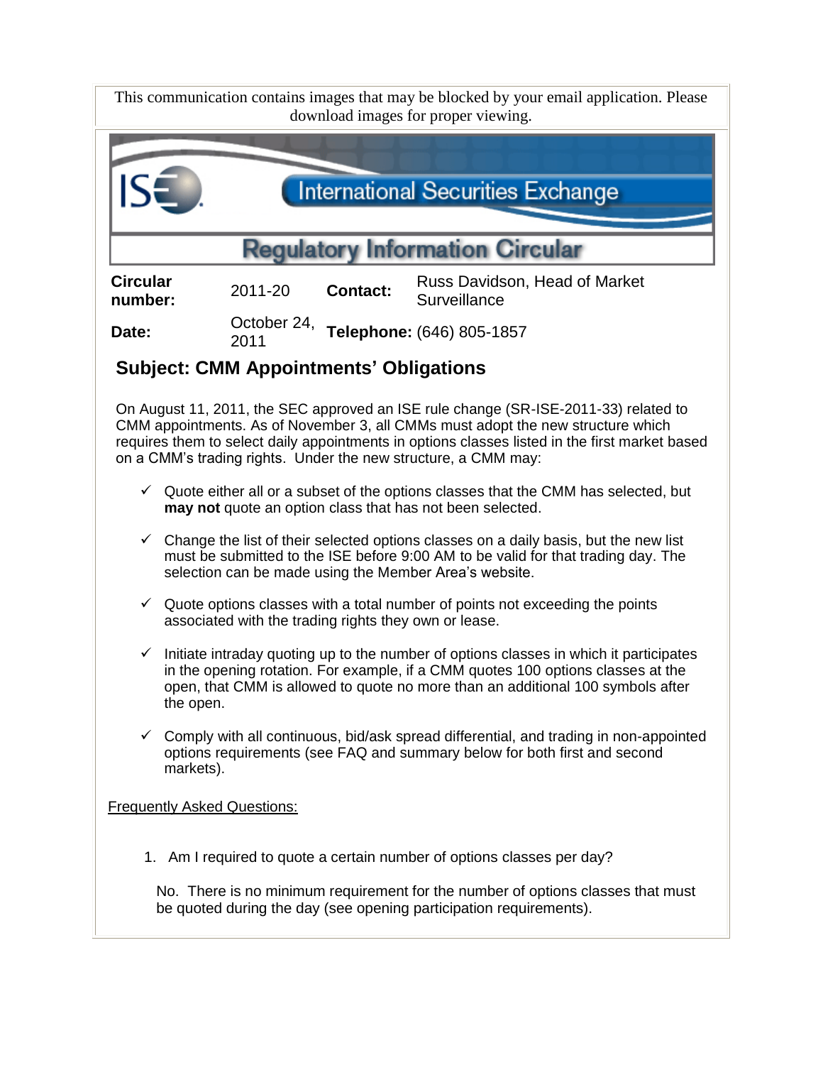This communication contains images that may be blocked by your email application. Please download images for proper viewing.

International Securities Exchange

# Regulatory Information Circular

| **Circular number:** | 2011-20 | **Contact:** | Russ Davidson, Head of Market Surveillance |
|---|---|---|---|
| **Date:** | October 24, 2011 | **Telephone:** | (646) 805-1857 |

## Subject: CMM Appointments' Obligations

On August 11, 2011, the SEC approved an ISE rule change (SR-ISE-2011-33) related to CMM appointments. As of November 3, all CMMs must adopt the new structure which requires them to select daily appointments in options classes listed in the first market based on a CMM's trading rights. Under the new structure, a CMM may:

- ✓ Quote either all or a subset of the options classes that the CMM has selected, but **may not** quote an option class that has not been selected.
- ✓ Change the list of their selected options classes on a daily basis, but the new list must be submitted to the ISE before 9:00 AM to be valid for that trading day. The selection can be made using the Member Area's website.
- ✓ Quote options classes with a total number of points not exceeding the points associated with the trading rights they own or lease.
- ✓ Initiate intraday quoting up to the number of options classes in which it participates in the opening rotation. For example, if a CMM quotes 100 options classes at the open, that CMM is allowed to quote no more than an additional 100 symbols after the open.
- ✓ Comply with all continuous, bid/ask spread differential, and trading in non-appointed options requirements (see FAQ and summary below for both first and second markets).

Frequently Asked Questions:

1. Am I required to quote a certain number of options classes per day?

   No. There is no minimum requirement for the number of options classes that must be quoted during the day (see opening participation requirements).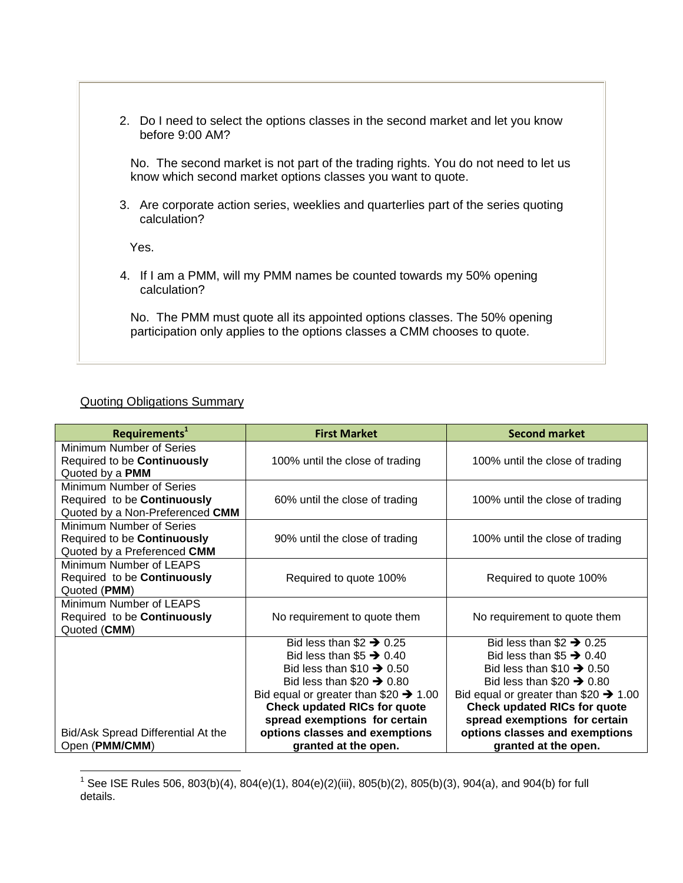2. Do I need to select the options classes in the second market and let you know before 9:00 AM?

   No. The second market is not part of the trading rights. You do not need to let us know which second market options classes you want to quote.

3. Are corporate action series, weeklies and quarterlies part of the series quoting calculation?

   Yes.

4. If I am a PMM, will my PMM names be counted towards my 50% opening calculation?

   No. The PMM must quote all its appointed options classes. The 50% opening participation only applies to the options classes a CMM chooses to quote.

<u>Quoting Obligations Summary</u>

| **Requirements**[1] | **First Market** | **Second market** |
|---|---|---|
| Minimum Number of Series Required to be **Continuously** Quoted by a **PMM** | 100% until the close of trading | 100% until the close of trading |
| Minimum Number of Series Required to be **Continuously** Quoted by a Non-Preferenced **CMM** | 60% until the close of trading | 100% until the close of trading |
| Minimum Number of Series Required to be **Continuously** Quoted by a Preferenced **CMM** | 90% until the close of trading | 100% until the close of trading |
| Minimum Number of LEAPS Required to be **Continuously** Quoted (**PMM**) | Required to quote 100% | Required to quote 100% |
| Minimum Number of LEAPS Required to be **Continuously** Quoted (**CMM**) | No requirement to quote them | No requirement to quote them |
| Bid/Ask Spread Differential At the Open (**PMM/CMM**) | Bid less than $2 → 0.25<br>Bid less than $5 → 0.40<br>Bid less than $10 → 0.50<br>Bid less than $20 → 0.80<br>Bid equal or greater than $20 → 1.00<br>**Check updated RICs for quote spread exemptions for certain options classes and exemptions granted at the open.** | Bid less than $2 → 0.25<br>Bid less than $5 → 0.40<br>Bid less than $10 → 0.50<br>Bid less than $20 → 0.80<br>Bid equal or greater than $20 → 1.00<br>**Check updated RICs for quote spread exemptions for certain options classes and exemptions granted at the open.** |

[1] See ISE Rules 506, 803(b)(4), 804(e)(1), 804(e)(2)(iii), 805(b)(2), 805(b)(3), 904(a), and 904(b) for full details.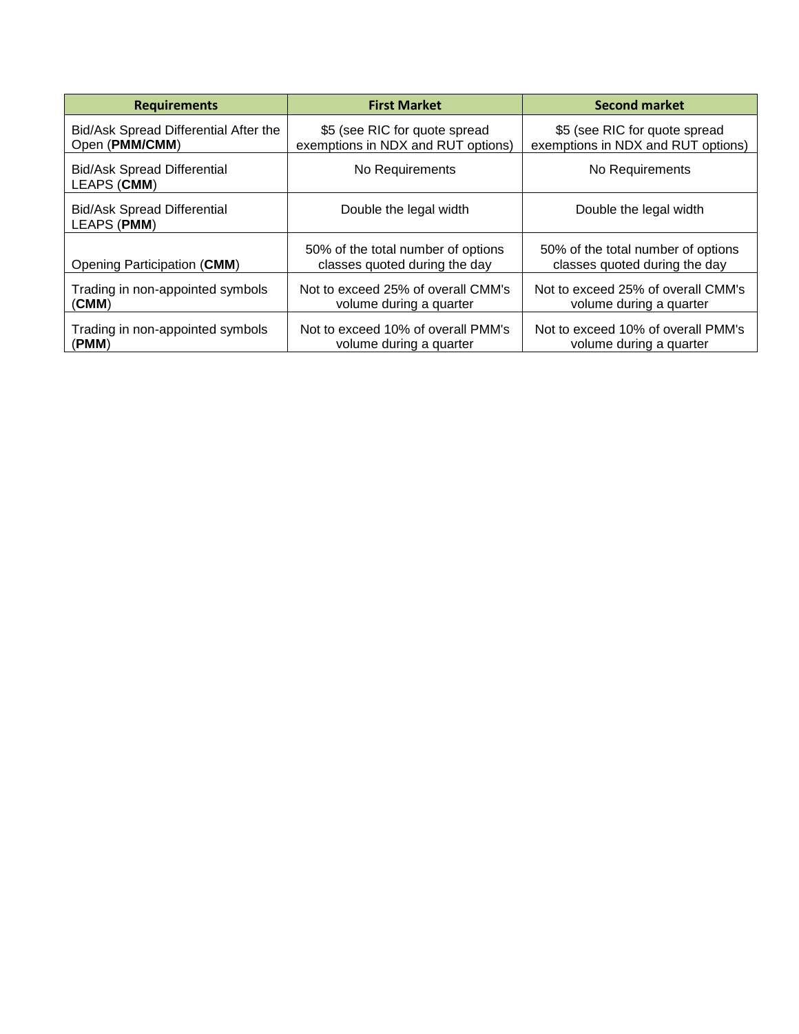| Requirements | First Market | Second market |
| --- | --- | --- |
| Bid/Ask Spread Differential After the Open (**PMM/CMM**) | $5 (see RIC for quote spread exemptions in NDX and RUT options) | $5 (see RIC for quote spread exemptions in NDX and RUT options) |
| Bid/Ask Spread Differential LEAPS (**CMM**) | No Requirements | No Requirements |
| Bid/Ask Spread Differential LEAPS (**PMM**) | Double the legal width | Double the legal width |
| Opening Participation (**CMM**) | 50% of the total number of options classes quoted during the day | 50% of the total number of options classes quoted during the day |
| Trading in non-appointed symbols (**CMM**) | Not to exceed 25% of overall CMM's volume during a quarter | Not to exceed 25% of overall CMM's volume during a quarter |
| Trading in non-appointed symbols (**PMM**) | Not to exceed 10% of overall PMM's volume during a quarter | Not to exceed 10% of overall PMM's volume during a quarter |